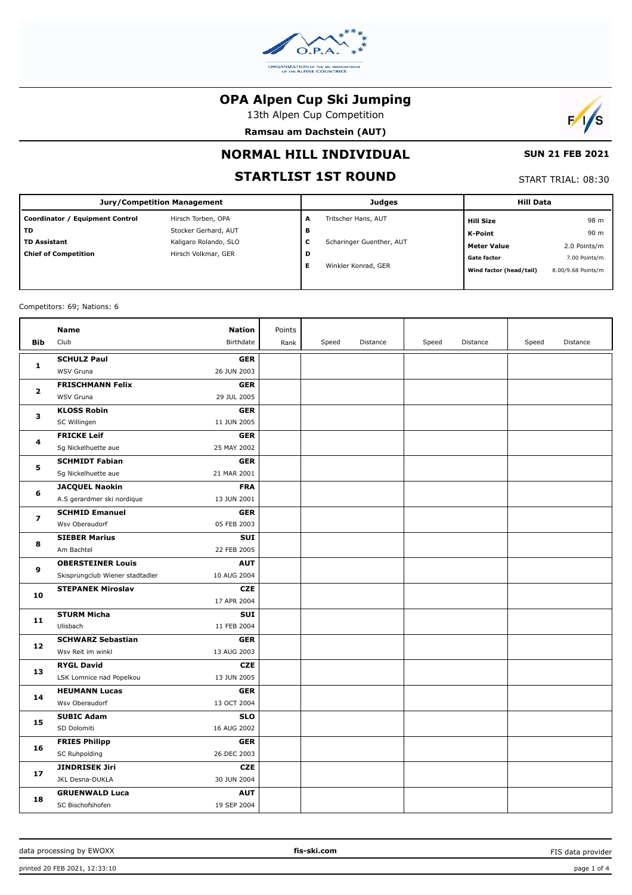# OPA Alpen Cup Ski Jumping

13th Alpen Cup Competition

**Ramsau am Dachstein (AUT)**

## NORMAL HILL INDIVIDUAL

**SUN 21 FEB 2021**

## STARTLIST 1ST ROUND

START TRIAL: 08:30

| Jury/Competition Management | | Judges | | Hill Data | |
|---|---|---|---|---|---|
| **Coordinator / Equipment Control** | Hirsch Torben, OPA | **A** | Tritscher Hans, AUT | **Hill Size** | 98 m |
| **TD** | Stocker Gerhard, AUT | **B** | | **K-Point** | 90 m |
| **TD Assistant** | Kaligaro Rolando, SLO | **C** | Scharinger Guenther, AUT | **Meter Value** | 2.0 Points/m |
| **Chief of Competition** | Hirsch Volkmar, GER | **D** | | **Gate factor** | 7.00 Points/m |
| | | **E** | Winkler Konrad, GER | **Wind factor (head/tail)** | 8.00/9.68 Points/m |

Competitors: 69; Nations: 6

| Bib | Name / Club | Nation / Birthdate | Points / Rank | Speed | Distance | Speed | Distance | Speed | Distance |
|---|---|---|---|---|---|---|---|---|---|
| 1 | **SCHULZ Paul**<br>WSV Gruna | **GER**<br>26 JUN 2003 | | | | | | | |
| 2 | **FRISCHMANN Felix**<br>WSV Gruna | **GER**<br>29 JUL 2005 | | | | | | | |
| 3 | **KLOSS Robin**<br>SC Willingen | **GER**<br>11 JUN 2005 | | | | | | | |
| 4 | **FRICKE Leif**<br>Sg Nickelhuette aue | **GER**<br>25 MAY 2002 | | | | | | | |
| 5 | **SCHMIDT Fabian**<br>Sg Nickelhuette aue | **GER**<br>21 MAR 2001 | | | | | | | |
| 6 | **JACQUEL Naokin**<br>A.S gerardmer ski nordique | **FRA**<br>13 JUN 2001 | | | | | | | |
| 7 | **SCHMID Emanuel**<br>Wsv Oberaudorf | **GER**<br>05 FEB 2003 | | | | | | | |
| 8 | **SIEBER Marius**<br>Am Bachtel | **SUI**<br>22 FEB 2005 | | | | | | | |
| 9 | **OBERSTEINER Louis**<br>Skisprungclub Wiener stadtadler | **AUT**<br>10 AUG 2004 | | | | | | | |
| 10 | **STEPANEK Miroslav** | **CZE**<br>17 APR 2004 | | | | | | | |
| 11 | **STURM Micha**<br>Ulisbach | **SUI**<br>11 FEB 2004 | | | | | | | |
| 12 | **SCHWARZ Sebastian**<br>Wsv Reit im winkl | **GER**<br>13 AUG 2003 | | | | | | | |
| 13 | **RYGL David**<br>LSK Lomnice nad Popelkou | **CZE**<br>13 JUN 2005 | | | | | | | |
| 14 | **HEUMANN Lucas**<br>Wsv Oberaudorf | **GER**<br>13 OCT 2004 | | | | | | | |
| 15 | **SUBIC Adam**<br>SD Dolomiti | **SLO**<br>16 AUG 2002 | | | | | | | |
| 16 | **FRIES Philipp**<br>SC Ruhpolding | **GER**<br>26 DEC 2003 | | | | | | | |
| 17 | **JINDRISEK Jiri**<br>JKL Desna-DUKLA | **CZE**<br>30 JUN 2004 | | | | | | | |
| 18 | **GRUENWALD Luca**<br>SC Bischofshofen | **AUT**<br>19 SEP 2004 | | | | | | | |

data processing by EWOXX | fis-ski.com | FIS data provider

printed 20 FEB 2021, 12:33:10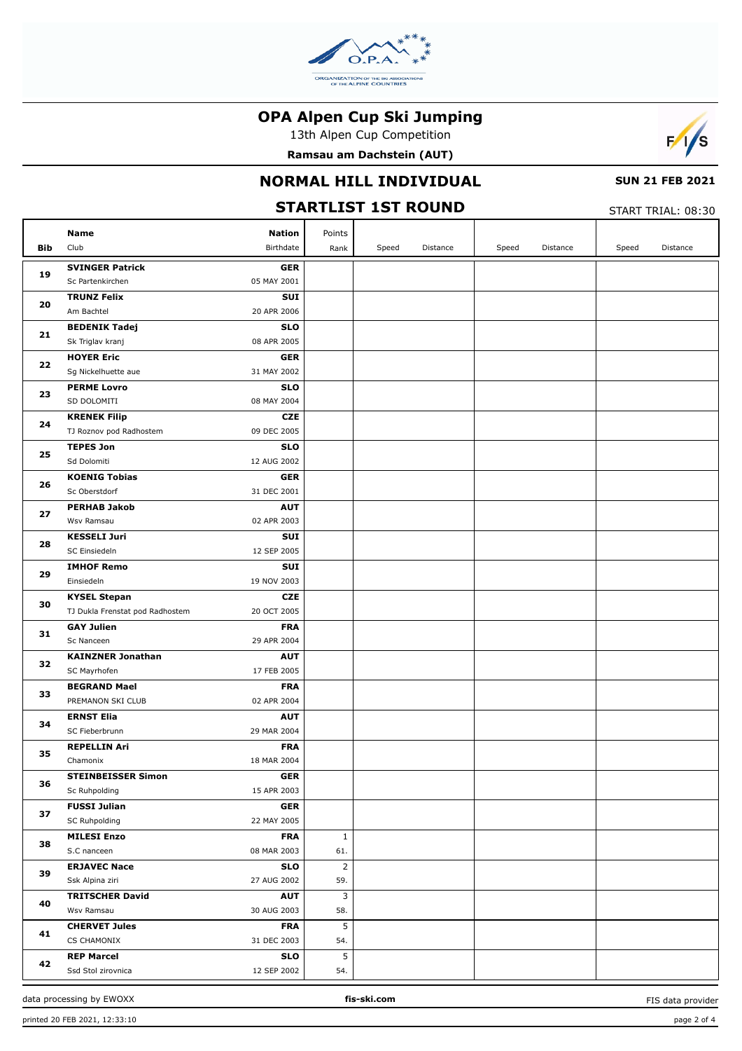# OPA Alpen Cup Ski Jumping

13th Alpen Cup Competition

**Ramsau am Dachstein (AUT)**

## NORMAL HILL INDIVIDUAL

**SUN 21 FEB 2021**

## STARTLIST 1ST ROUND

START TRIAL: 08:30

| Bib | Name / Club | Nation / Birthdate | Points / Rank | Speed | Distance | Speed | Distance | Speed | Distance |
|---|---|---|---|---|---|---|---|---|---|
| 19 | **SVINGER Patrick**<br>Sc Partenkirchen | **GER**<br>05 MAY 2001 | | | | | | | |
| 20 | **TRUNZ Felix**<br>Am Bachtel | **SUI**<br>20 APR 2006 | | | | | | | |
| 21 | **BEDENIK Tadej**<br>Sk Triglav kranj | **SLO**<br>08 APR 2005 | | | | | | | |
| 22 | **HOYER Eric**<br>Sg Nickelhuette aue | **GER**<br>31 MAY 2002 | | | | | | | |
| 23 | **PERME Lovro**<br>SD DOLOMITI | **SLO**<br>08 MAY 2004 | | | | | | | |
| 24 | **KRENEK Filip**<br>TJ Roznov pod Radhostem | **CZE**<br>09 DEC 2005 | | | | | | | |
| 25 | **TEPES Jon**<br>Sd Dolomiti | **SLO**<br>12 AUG 2002 | | | | | | | |
| 26 | **KOENIG Tobias**<br>Sc Oberstdorf | **GER**<br>31 DEC 2001 | | | | | | | |
| 27 | **PERHAB Jakob**<br>Wsv Ramsau | **AUT**<br>02 APR 2003 | | | | | | | |
| 28 | **KESSELI Juri**<br>SC Einsiedeln | **SUI**<br>12 SEP 2005 | | | | | | | |
| 29 | **IMHOF Remo**<br>Einsiedeln | **SUI**<br>19 NOV 2003 | | | | | | | |
| 30 | **KYSEL Stepan**<br>TJ Dukla Frenstat pod Radhostem | **CZE**<br>20 OCT 2005 | | | | | | | |
| 31 | **GAY Julien**<br>Sc Nanceen | **FRA**<br>29 APR 2004 | | | | | | | |
| 32 | **KAINZNER Jonathan**<br>SC Mayrhofen | **AUT**<br>17 FEB 2005 | | | | | | | |
| 33 | **BEGRAND Mael**<br>PREMANON SKI CLUB | **FRA**<br>02 APR 2004 | | | | | | | |
| 34 | **ERNST Elia**<br>SC Fieberbrunn | **AUT**<br>29 MAR 2004 | | | | | | | |
| 35 | **REPELLIN Ari**<br>Chamonix | **FRA**<br>18 MAR 2004 | | | | | | | |
| 36 | **STEINBEISSER Simon**<br>Sc Ruhpolding | **GER**<br>15 APR 2003 | | | | | | | |
| 37 | **FUSSI Julian**<br>SC Ruhpolding | **GER**<br>22 MAY 2005 | | | | | | | |
| 38 | **MILESI Enzo**<br>S.C nanceen | **FRA**<br>08 MAR 2003 | 1<br>61. | | | | | | |
| 39 | **ERJAVEC Nace**<br>Ssk Alpina ziri | **SLO**<br>27 AUG 2002 | 2<br>59. | | | | | | |
| 40 | **TRITSCHER David**<br>Wsv Ramsau | **AUT**<br>30 AUG 2003 | 3<br>58. | | | | | | |
| 41 | **CHERVET Jules**<br>CS CHAMONIX | **FRA**<br>31 DEC 2003 | 5<br>54. | | | | | | |
| 42 | **REP Marcel**<br>Ssd Stol zirovnica | **SLO**<br>12 SEP 2002 | 5<br>54. | | | | | | |

data processing by EWOXX | fis-ski.com | FIS data provider

printed 20 FEB 2021, 12:33:10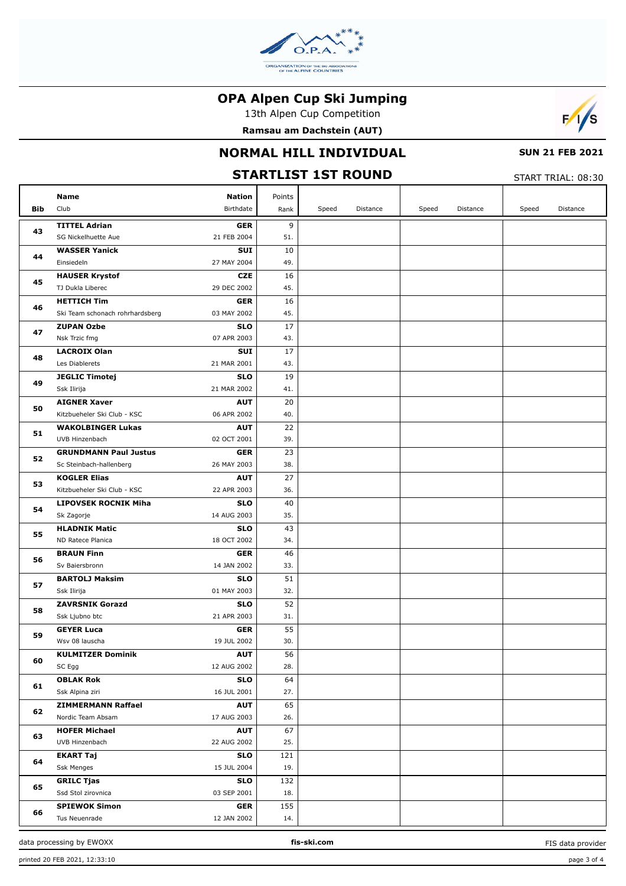# OPA Alpen Cup Ski Jumping

13th Alpen Cup Competition

**Ramsau am Dachstein (AUT)**

## NORMAL HILL INDIVIDUAL

**SUN 21 FEB 2021**

## STARTLIST 1ST ROUND

START TRIAL: 08:30

| Bib | Name / Club | Nation / Birthdate | Points / Rank | Speed | Distance | Speed | Distance | Speed | Distance |
|---|---|---|---|---|---|---|---|---|---|
| 43 | **TITTEL Adrian**<br>SG Nickelhuette Aue | **GER**<br>21 FEB 2004 | 9<br>51. | | | | | | |
| 44 | **WASSER Yanick**<br>Einsiedeln | **SUI**<br>27 MAY 2004 | 10<br>49. | | | | | | |
| 45 | **HAUSER Krystof**<br>TJ Dukla Liberec | **CZE**<br>29 DEC 2002 | 16<br>45. | | | | | | |
| 46 | **HETTICH Tim**<br>Ski Team schonach rohrhardsberg | **GER**<br>03 MAY 2002 | 16<br>45. | | | | | | |
| 47 | **ZUPAN Ozbe**<br>Nsk Trzic fmg | **SLO**<br>07 APR 2003 | 17<br>43. | | | | | | |
| 48 | **LACROIX Olan**<br>Les Diablerets | **SUI**<br>21 MAR 2001 | 17<br>43. | | | | | | |
| 49 | **JEGLIC Timotej**<br>Ssk Ilirija | **SLO**<br>21 MAR 2002 | 19<br>41. | | | | | | |
| 50 | **AIGNER Xaver**<br>Kitzbueheler Ski Club - KSC | **AUT**<br>06 APR 2002 | 20<br>40. | | | | | | |
| 51 | **WAKOLBINGER Lukas**<br>UVB Hinzenbach | **AUT**<br>02 OCT 2001 | 22<br>39. | | | | | | |
| 52 | **GRUNDMANN Paul Justus**<br>Sc Steinbach-hallenberg | **GER**<br>26 MAY 2003 | 23<br>38. | | | | | | |
| 53 | **KOGLER Elias**<br>Kitzbueheler Ski Club - KSC | **AUT**<br>22 APR 2003 | 27<br>36. | | | | | | |
| 54 | **LIPOVSEK ROCNIK Miha**<br>Sk Zagorje | **SLO**<br>14 AUG 2003 | 40<br>35. | | | | | | |
| 55 | **HLADNIK Matic**<br>ND Ratece Planica | **SLO**<br>18 OCT 2002 | 43<br>34. | | | | | | |
| 56 | **BRAUN Finn**<br>Sv Baiersbronn | **GER**<br>14 JAN 2002 | 46<br>33. | | | | | | |
| 57 | **BARTOLJ Maksim**<br>Ssk Ilirija | **SLO**<br>01 MAY 2003 | 51<br>32. | | | | | | |
| 58 | **ZAVRSNIK Gorazd**<br>Ssk Ljubno btc | **SLO**<br>21 APR 2003 | 52<br>31. | | | | | | |
| 59 | **GEYER Luca**<br>Wsv 08 lauscha | **GER**<br>19 JUL 2002 | 55<br>30. | | | | | | |
| 60 | **KULMITZER Dominik**<br>SC Egg | **AUT**<br>12 AUG 2002 | 56<br>28. | | | | | | |
| 61 | **OBLAK Rok**<br>Ssk Alpina ziri | **SLO**<br>16 JUL 2001 | 64<br>27. | | | | | | |
| 62 | **ZIMMERMANN Raffael**<br>Nordic Team Absam | **AUT**<br>17 AUG 2003 | 65<br>26. | | | | | | |
| 63 | **HOFER Michael**<br>UVB Hinzenbach | **AUT**<br>22 AUG 2002 | 67<br>25. | | | | | | |
| 64 | **EKART Taj**<br>Ssk Menges | **SLO**<br>15 JUL 2004 | 121<br>19. | | | | | | |
| 65 | **GRILC Tjas**<br>Ssd Stol zirovnica | **SLO**<br>03 SEP 2001 | 132<br>18. | | | | | | |
| 66 | **SPIEWOK Simon**<br>Tus Neuenrade | **GER**<br>12 JAN 2002 | 155<br>14. | | | | | | |

data processing by EWOXX    fis-ski.com    FIS data provider

printed 20 FEB 2021, 12:33:10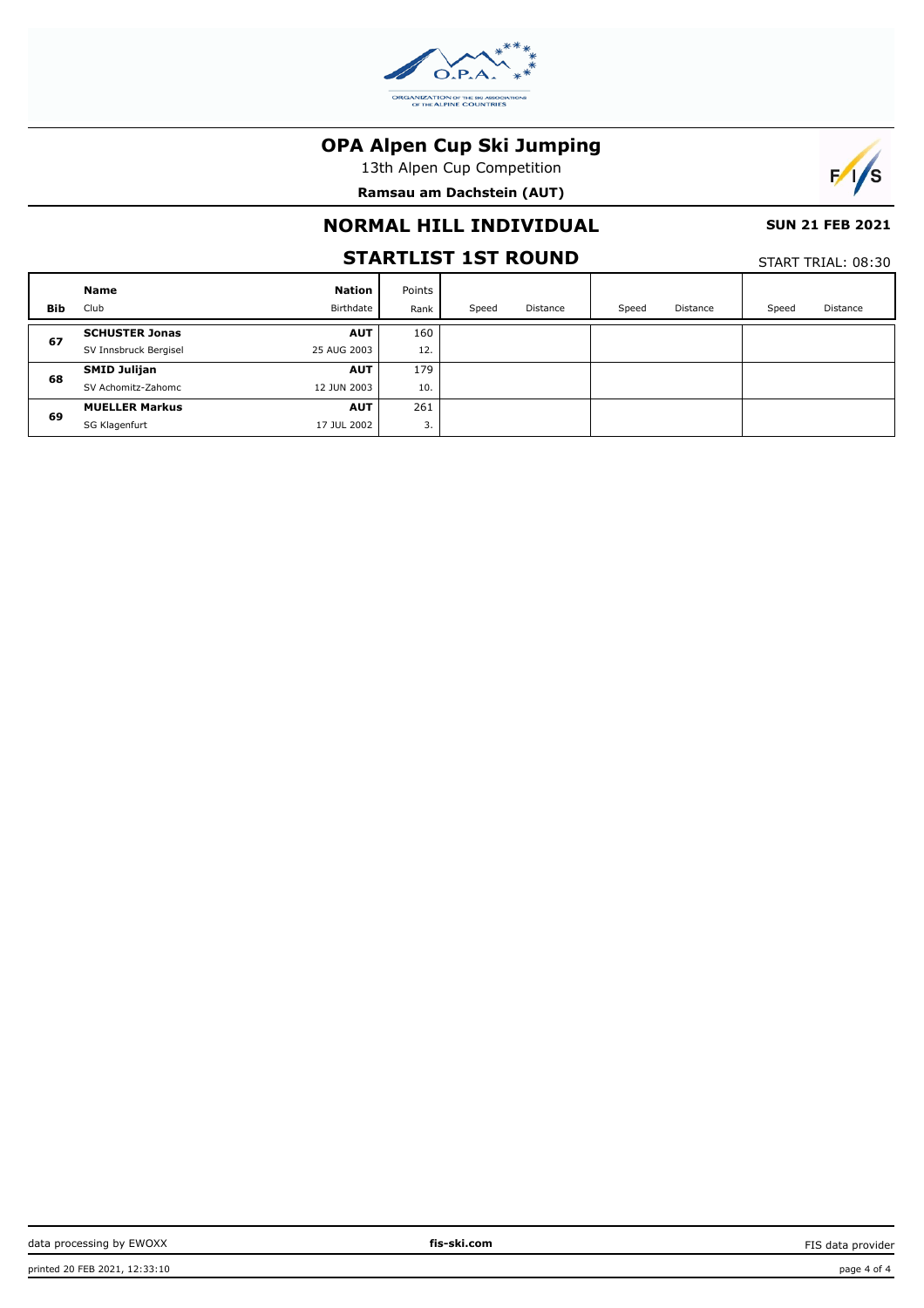# OPA Alpen Cup Ski Jumping

13th Alpen Cup Competition

**Ramsau am Dachstein (AUT)**

## NORMAL HILL INDIVIDUAL

**SUN 21 FEB 2021**

## STARTLIST 1ST ROUND

START TRIAL: 08:30

| Bib | Name / Club | Nation / Birthdate | Points / Rank | Speed | Distance | Speed | Distance | Speed | Distance |
|---|---|---|---|---|---|---|---|---|---|
| 67 | **SCHUSTER Jonas** SV Innsbruck Bergisel | **AUT** 25 AUG 2003 | 160 12. | | | | | | |
| 68 | **SMID Julijan** SV Achomitz-Zahomc | **AUT** 12 JUN 2003 | 179 10. | | | | | | |
| 69 | **MUELLER Markus** SG Klagenfurt | **AUT** 17 JUL 2002 | 261 3. | | | | | | |

data processing by EWOXX | fis-ski.com | FIS data provider

printed 20 FEB 2021, 12:33:10